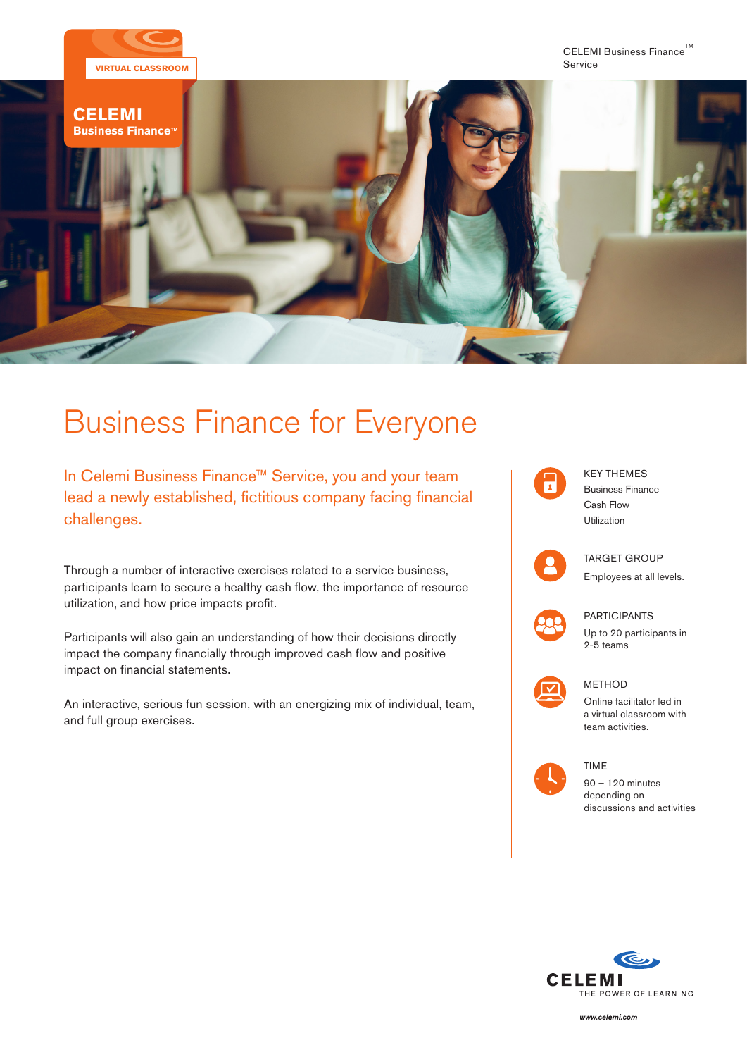VIRTUAL CLASSROOM

**CELEMI**
**Business Finance™**

CELEMI Business Finance™ Service

# Business Finance for Everyone

## In Celemi Business Finance™ Service, you and your team lead a newly established, fictitious company facing financial challenges.

Through a number of interactive exercises related to a service business, participants learn to secure a healthy cash flow, the importance of resource utilization, and how price impacts profit.

Participants will also gain an understanding of how their decisions directly impact the company financially through improved cash flow and positive impact on financial statements.

An interactive, serious fun session, with an energizing mix of individual, team, and full group exercises.

KEY THEMES
Business Finance
Cash Flow
Utilization

TARGET GROUP
Employees at all levels.

PARTICIPANTS
Up to 20 participants in 2-5 teams

METHOD
Online facilitator led in a virtual classroom with team activities.

TIME
90 – 120 minutes depending on discussions and activities

CELEMI
THE POWER OF LEARNING

www.celemi.com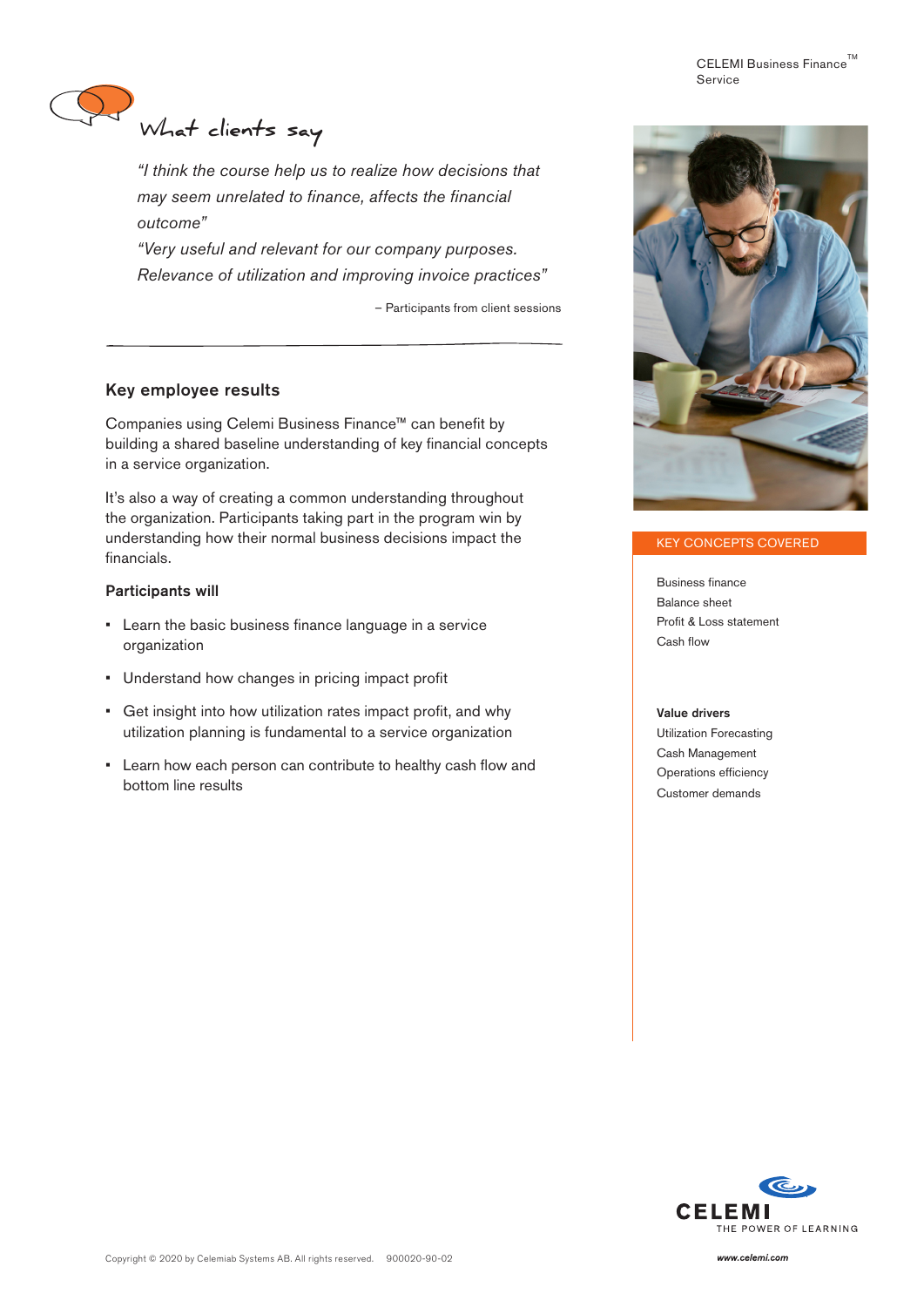## What clients say

*"I think the course help us to realize how decisions that may seem unrelated to finance, affects the financial outcome"*

*"Very useful and relevant for our company purposes. Relevance of utilization and improving invoice practices"*

– Participants from client sessions

---

### Key employee results

Companies using Celemi Business Finance™ can benefit by building a shared baseline understanding of key financial concepts in a service organization.

It's also a way of creating a common understanding throughout the organization. Participants taking part in the program win by understanding how their normal business decisions impact the financials.

### Participants will

- Learn the basic business finance language in a service organization
- Understand how changes in pricing impact profit
- Get insight into how utilization rates impact profit, and why utilization planning is fundamental to a service organization
- Learn how each person can contribute to healthy cash flow and bottom line results

### KEY CONCEPTS COVERED

Business finance
Balance sheet
Profit & Loss statement
Cash flow

**Value drivers**
Utilization Forecasting
Cash Management
Operations efficiency
Customer demands

CELEMI
THE POWER OF LEARNING

Copyright © 2020 by Celemiab Systems AB. All rights reserved. 900020-90-02

www.celemi.com